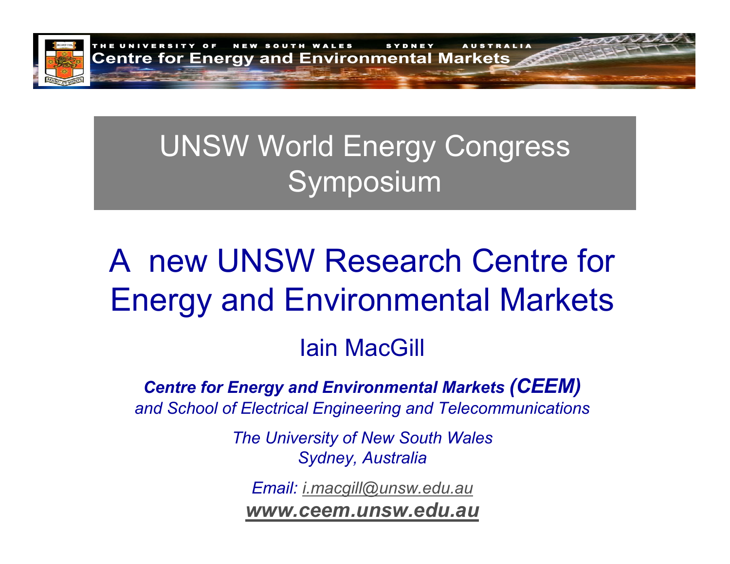THE UNIVERSITY OF NEW SOUTH WALES SYDNEY AUSTRALIA
Centre for Energy and Environmental Markets

# UNSW World Energy Congress Symposium

## A new UNSW Research Centre for Energy and Environmental Markets

Iain MacGill

***Centre for Energy and Environmental Markets (CEEM)***
*and School of Electrical Engineering and Telecommunications*

*The University of New South Wales*
*Sydney, Australia*

*Email: i.macgill@unsw.edu.au*
***www.ceem.unsw.edu.au***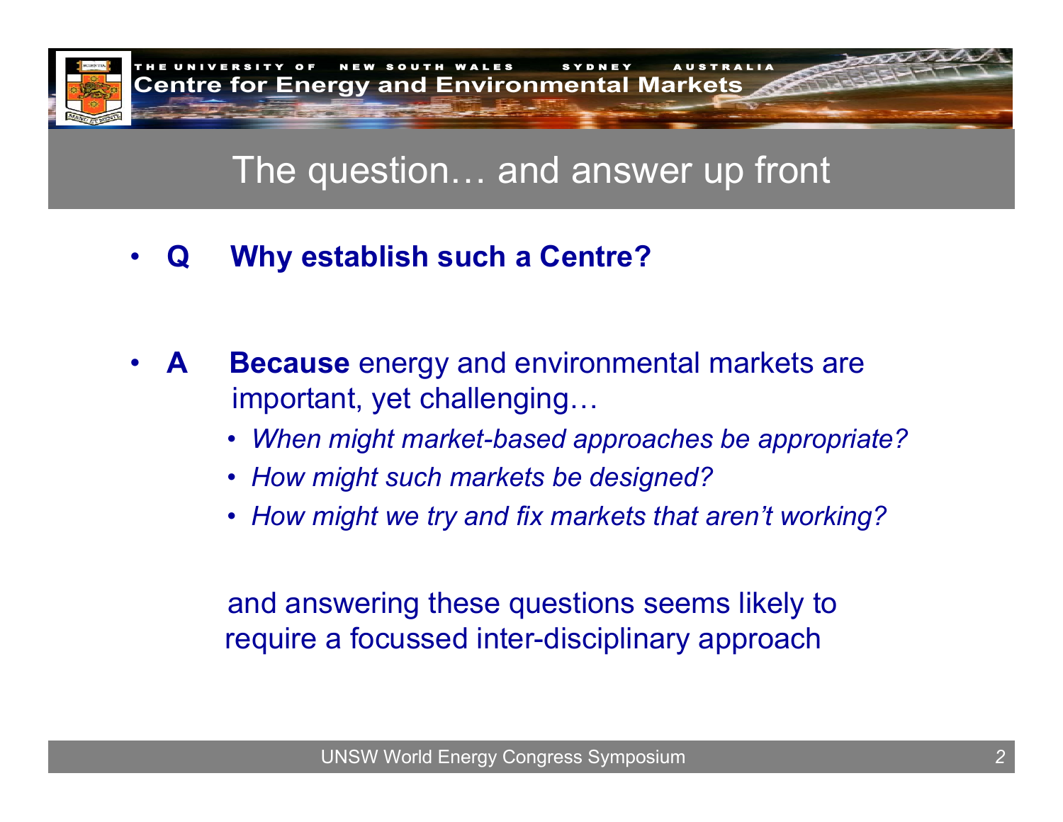## The question… and answer up front

- **Q Why establish such a Centre?**

- **A Because** energy and environmental markets are important, yet challenging…
  - *When might market-based approaches be appropriate?*
  - *How might such markets be designed?*
  - *How might we try and fix markets that aren't working?*

  and answering these questions seems likely to require a focussed inter-disciplinary approach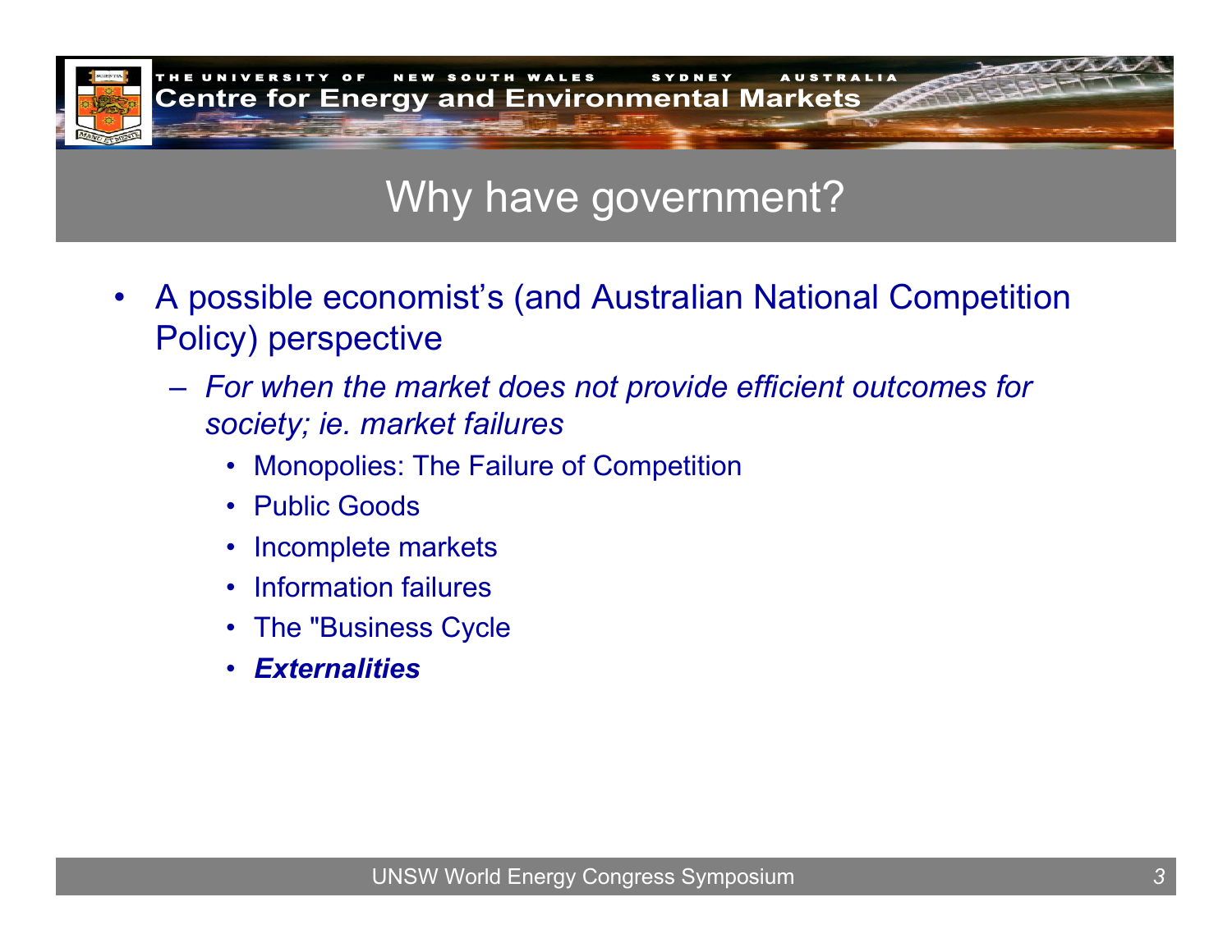# Why have government?

- A possible economist's (and Australian National Competition Policy) perspective
  - *For when the market does not provide efficient outcomes for society; ie. market failures*
    - Monopolies: The Failure of Competition
    - Public Goods
    - Incomplete markets
    - Information failures
    - The "Business Cycle
    - ***Externalities***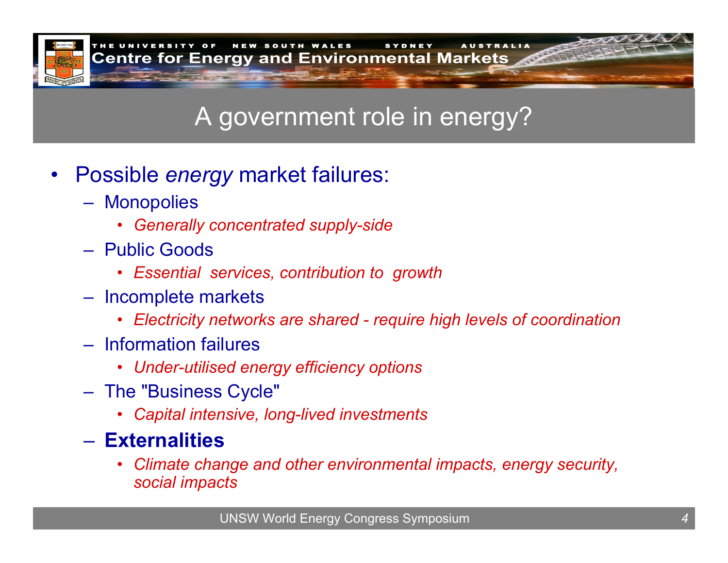# A government role in energy?

- Possible *energy* market failures:
  - Monopolies
    - *Generally concentrated supply-side*
  - Public Goods
    - *Essential services, contribution to growth*
  - Incomplete markets
    - *Electricity networks are shared - require high levels of coordination*
  - Information failures
    - *Under-utilised energy efficiency options*
  - The "Business Cycle"
    - *Capital intensive, long-lived investments*
  - **Externalities**
    - *Climate change and other environmental impacts, energy security, social impacts*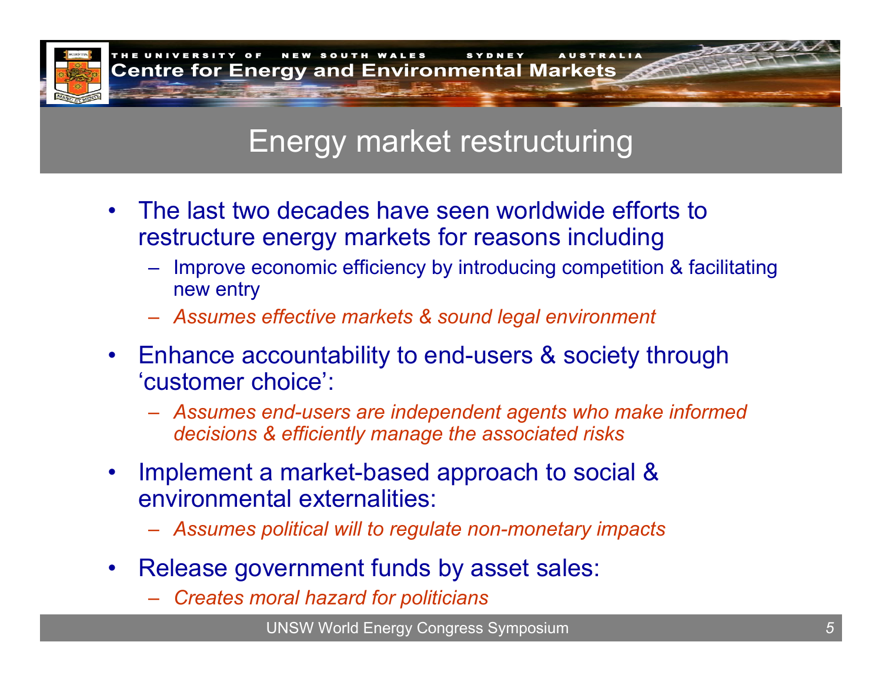# Energy market restructuring

- The last two decades have seen worldwide efforts to restructure energy markets for reasons including
  - Improve economic efficiency by introducing competition & facilitating new entry
  - *Assumes effective markets & sound legal environment*
- Enhance accountability to end-users & society through 'customer choice':
  - *Assumes end-users are independent agents who make informed decisions & efficiently manage the associated risks*
- Implement a market-based approach to social & environmental externalities:
  - *Assumes political will to regulate non-monetary impacts*
- Release government funds by asset sales:
  - *Creates moral hazard for politicians*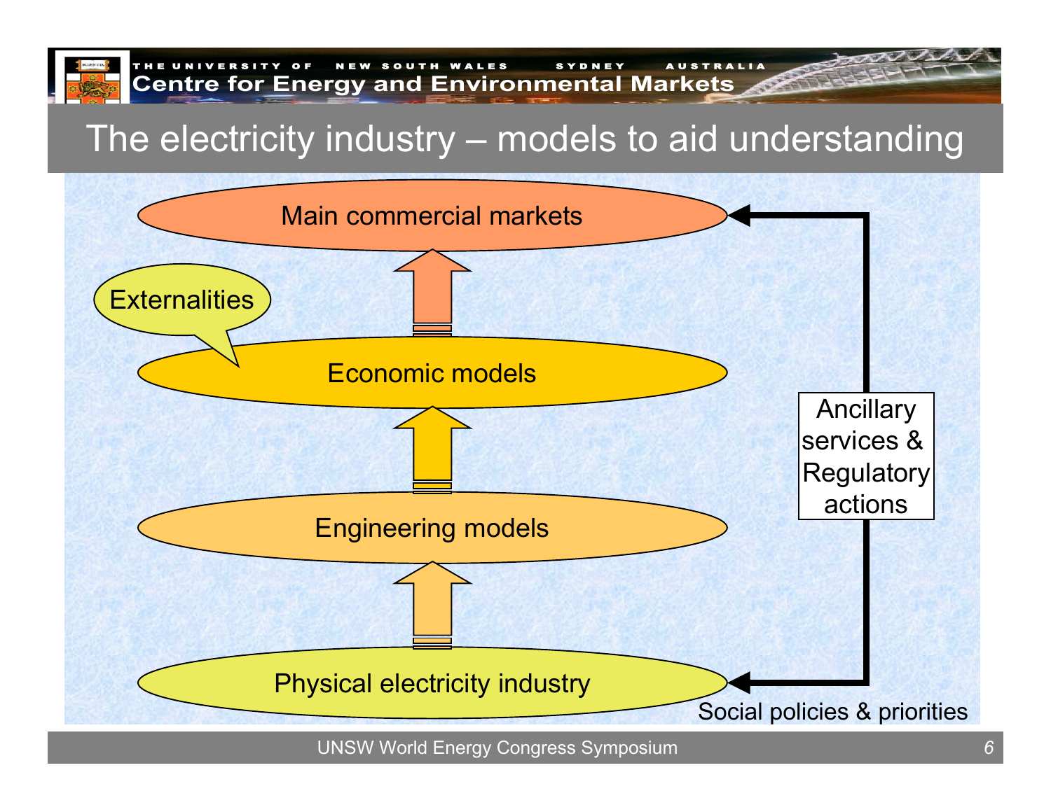# The electricity industry – models to aid understanding

Main commercial markets

Externalities

Economic models

Engineering models

Physical electricity industry

Ancillary services & Regulatory actions

Social policies & priorities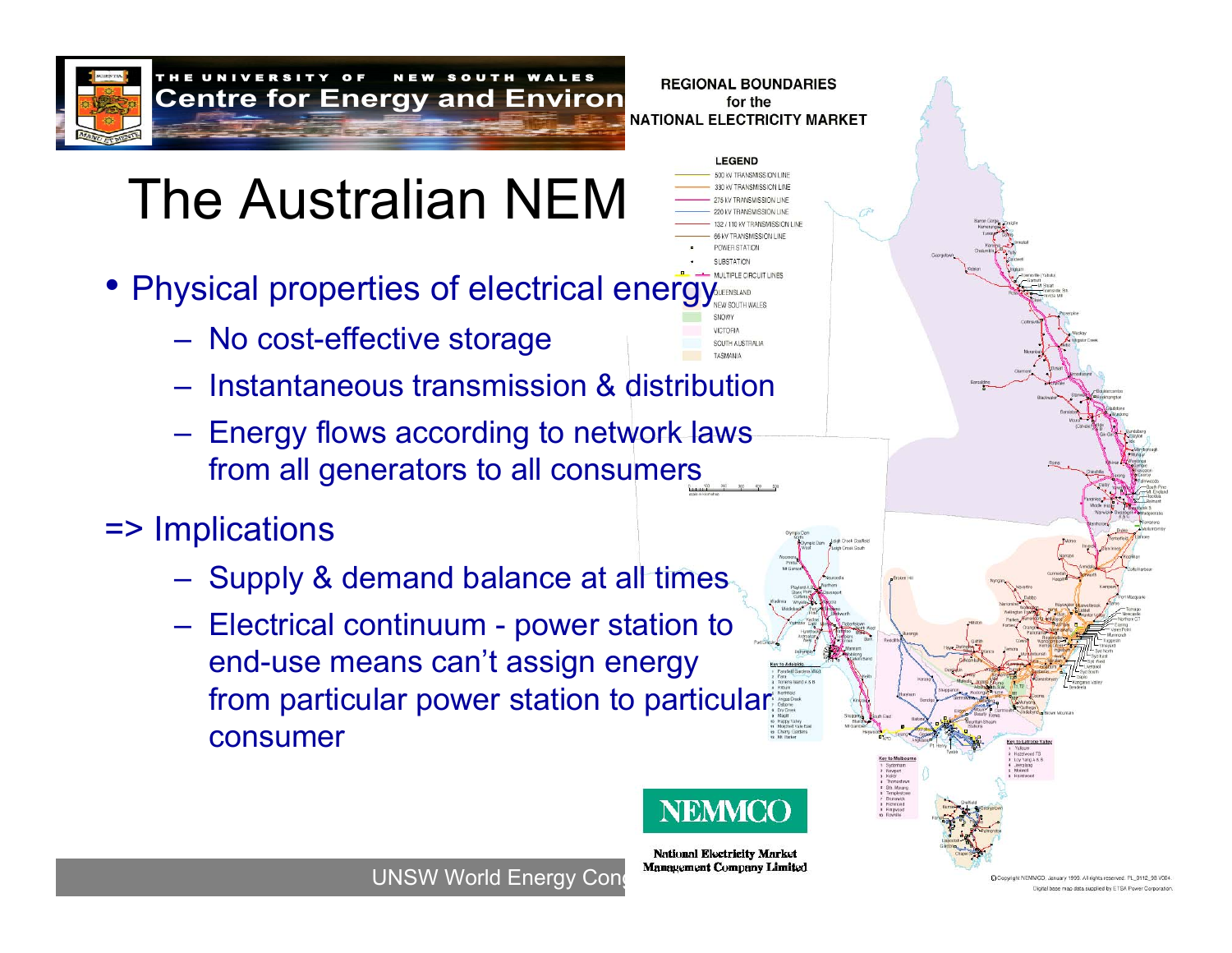# The Australian NEM

- Physical properties of electrical energy
  - No cost-effective storage
  - Instantaneous transmission & distribution
  - Energy flows according to network laws from all generators to all consumers

=> Implications

- Supply & demand balance at all times
- Electrical continuum - power station to end-use means can't assign energy from particular power station to particular consumer

REGIONAL BOUNDARIES for the NATIONAL ELECTRICITY MARKET

LEGEND

- 500 kV TRANSMISSION LINE
- 330 kV TRANSMISSION LINE
- 275 kV TRANSMISSION LINE
- 220 kV TRANSMISSION LINE
- 132 / 110 kV TRANSMISSION LINE
- 66 kV TRANSMISSION LINE
- POWER STATION
- SUBSTATION
- MULTIPLE CIRCUIT LINES
- QUEENSLAND
- NEW SOUTH WALES
- SNOWY
- VICTORIA
- SOUTH AUSTRALIA
- TASMANIA

NEMMCO

National Electricity Market Management Company Limited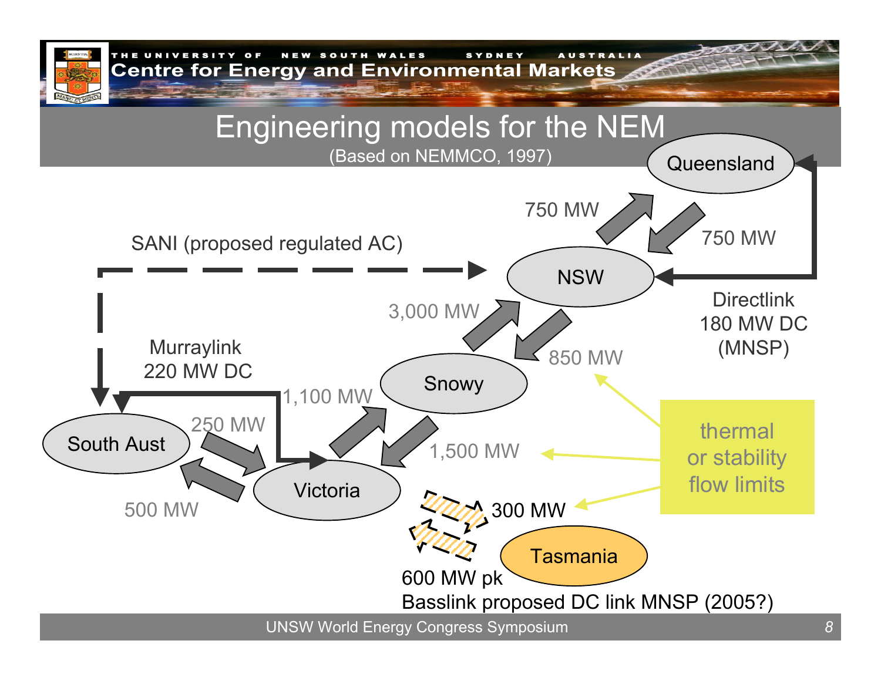# Engineering models for the NEM

(Based on NEMMCO, 1997)

- Queensland
- NSW
- Snowy
- Victoria
- South Aust
- Tasmania

NSW → Queensland: 750 MW

Queensland → NSW: 750 MW

Directlink 180 MW DC (MNSP)

SANI (proposed regulated AC)

Snowy → NSW: 3,000 MW

NSW → Snowy: 850 MW

Murraylink 220 MW DC

Victoria → Snowy: 1,100 MW

Snowy → Victoria: 1,500 MW

South Aust → Victoria: 250 MW

Victoria → South Aust: 500 MW

Victoria → Tasmania: 300 MW

600 MW pk

Basslink proposed DC link MNSP (2005?)

thermal or stability flow limits

UNSW World Energy Congress Symposium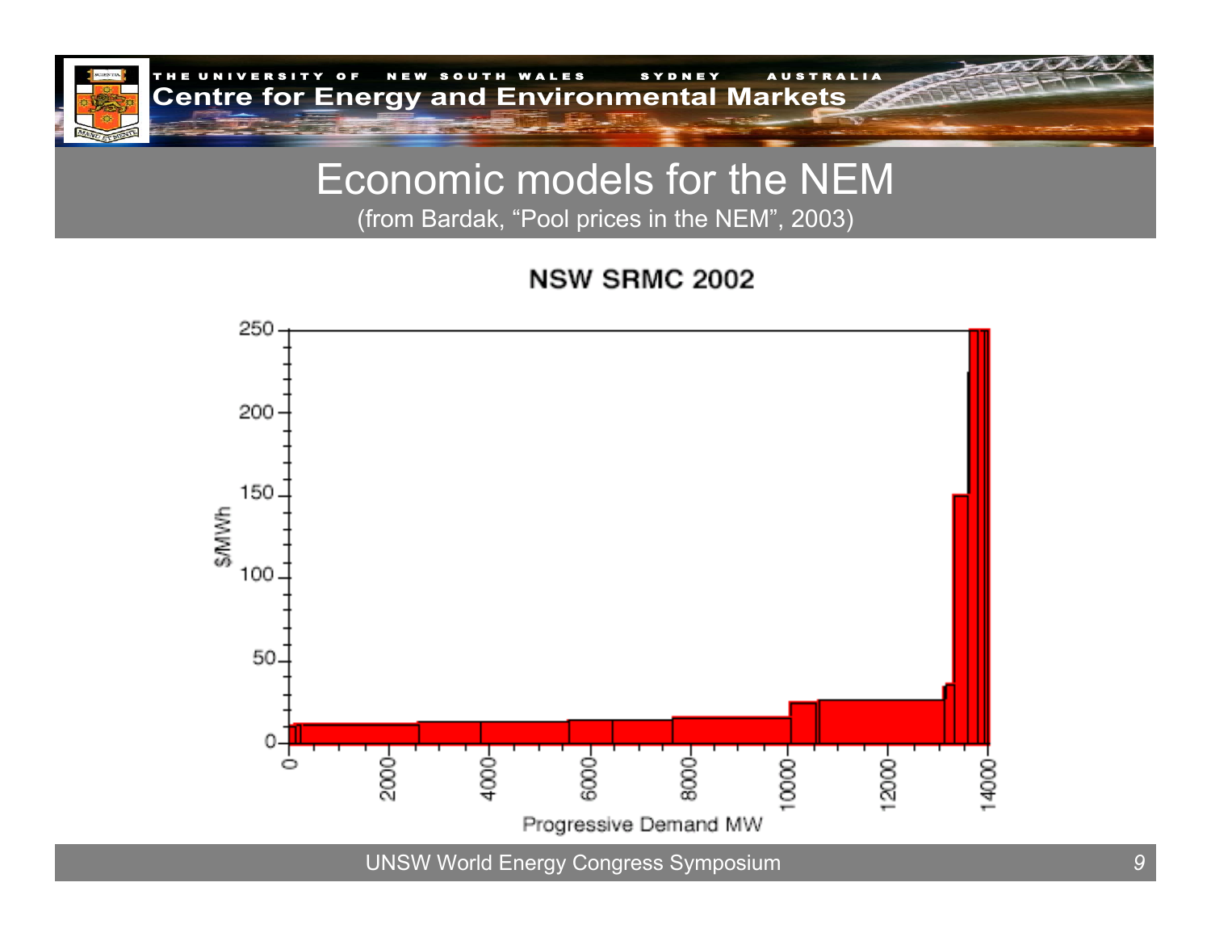# Economic models for the NEM

(from Bardak, "Pool prices in the NEM", 2003)

**NSW SRMC 2002**

$/MWh

Progressive Demand MW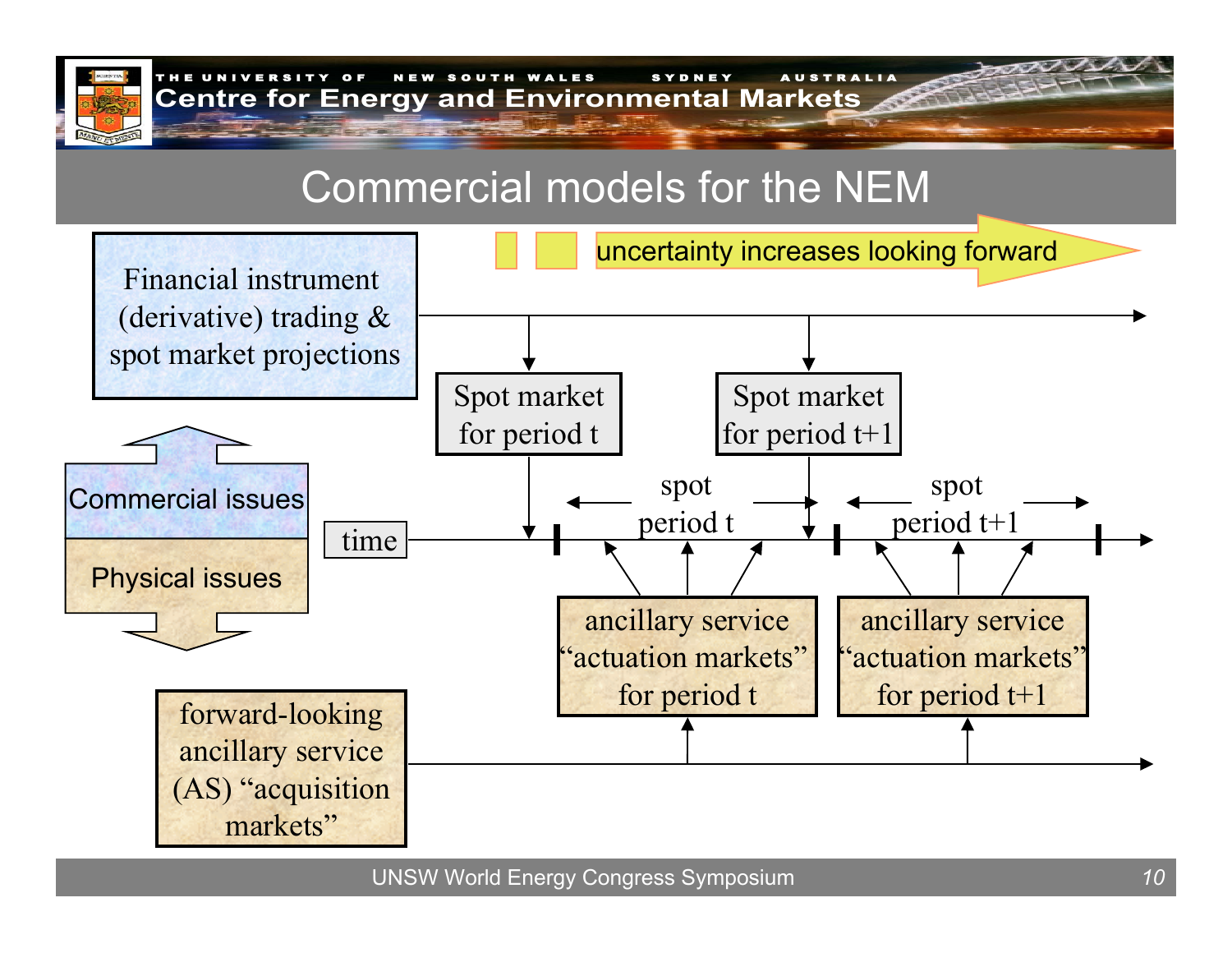# Commercial models for the NEM

uncertainty increases looking forward

Financial instrument (derivative) trading & spot market projections

Spot market for period t

Spot market for period t+1

Commercial issues

Physical issues

time

spot period t

spot period t+1

ancillary service "actuation markets" for period t

ancillary service "actuation markets" for period t+1

forward-looking ancillary service (AS) "acquisition markets"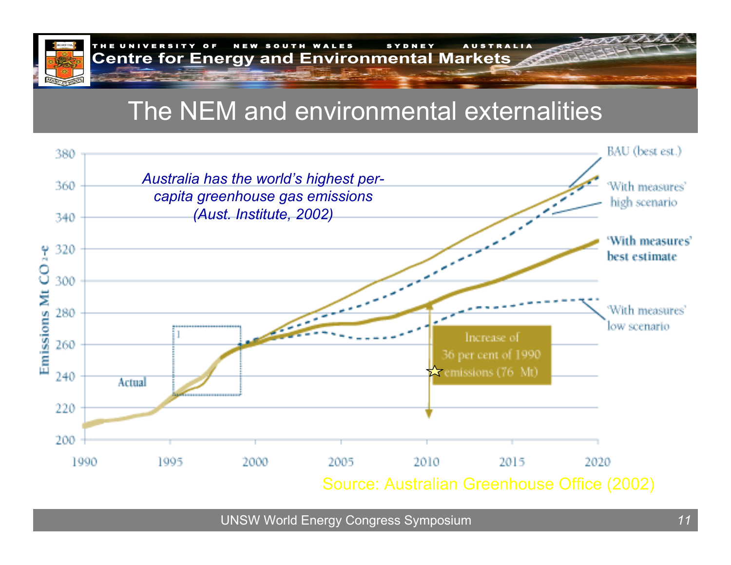# The NEM and environmental externalities

*Australia has the world's highest per-capita greenhouse gas emissions (Aust. Institute, 2002)*

Emissions Mt $CO_2$-e

Actual

BAU (best est.)

'With measures' high scenario

'With measures' best estimate

'With measures' low scenario

Increase of 36 per cent of 1990 emissions (76 Mt)

Source: Australian Greenhouse Office (2002)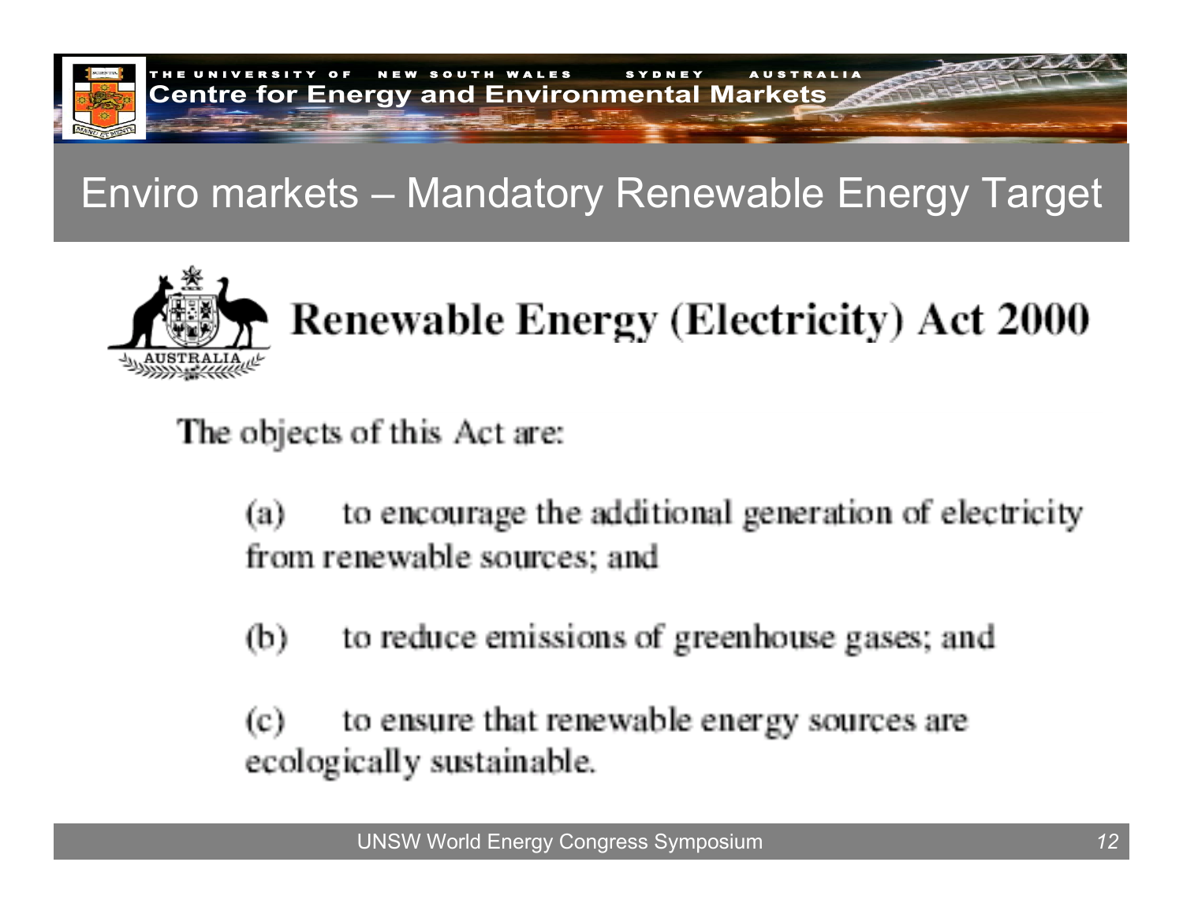# Enviro markets – Mandatory Renewable Energy Target

## Renewable Energy (Electricity) Act 2000

The objects of this Act are:

(a) to encourage the additional generation of electricity from renewable sources; and

(b) to reduce emissions of greenhouse gases; and

(c) to ensure that renewable energy sources are ecologically sustainable.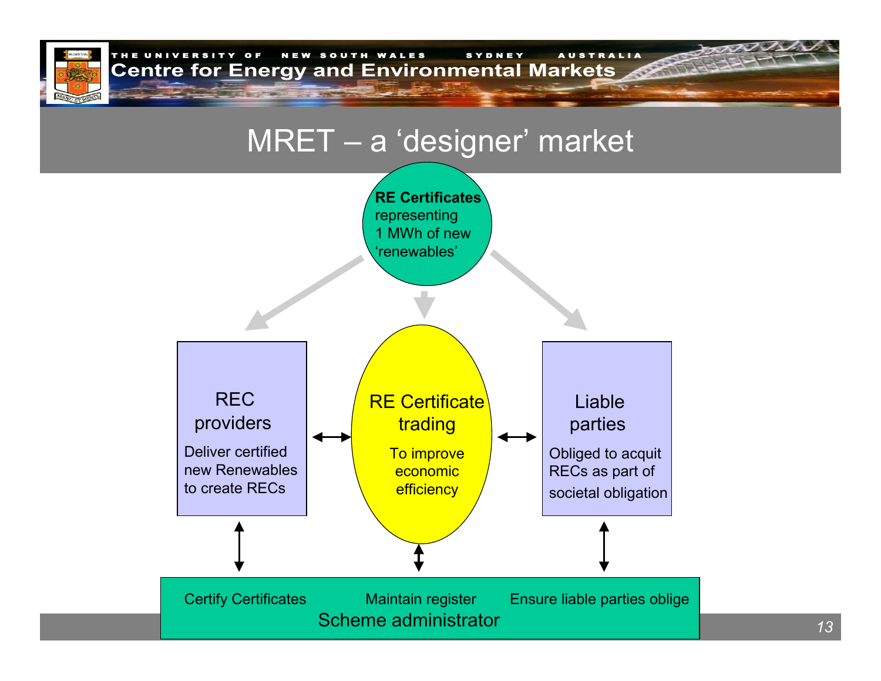# MRET – a 'designer' market

**RE Certificates** representing 1 MWh of new 'renewables'

**REC providers**
Deliver certified new Renewables to create RECs

**RE Certificate trading**
To improve economic efficiency

**Liable parties**
Obliged to acquit RECs as part of societal obligation

**Scheme administrator**
- Certify Certificates
- Maintain register
- Ensure liable parties oblige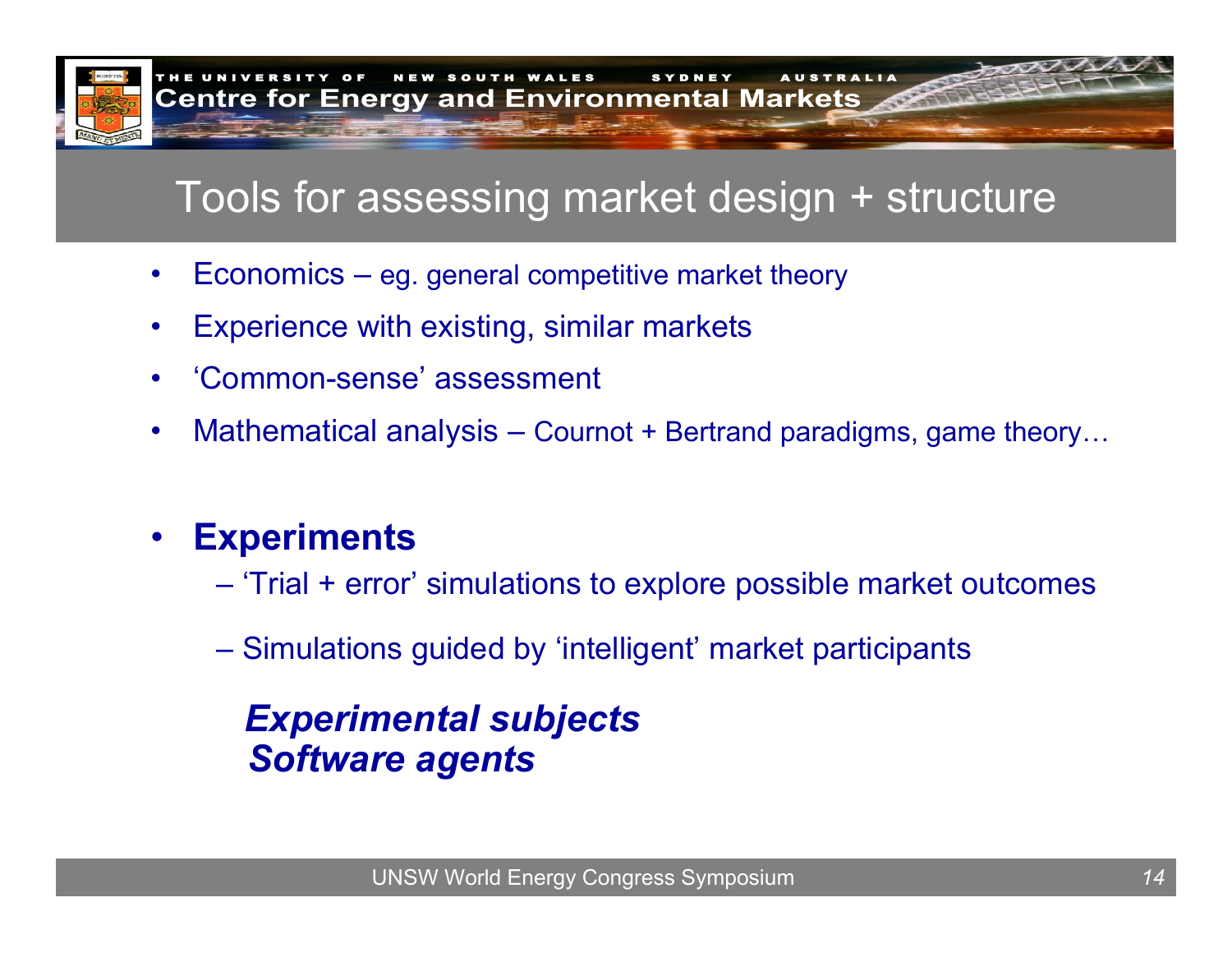# Tools for assessing market design + structure

- Economics – eg. general competitive market theory
- Experience with existing, similar markets
- 'Common-sense' assessment
- Mathematical analysis – Cournot + Bertrand paradigms, game theory…

- **Experiments**
  - 'Trial + error' simulations to explore possible market outcomes
  - Simulations guided by 'intelligent' market participants

    ***Experimental subjects***
    ***Software agents***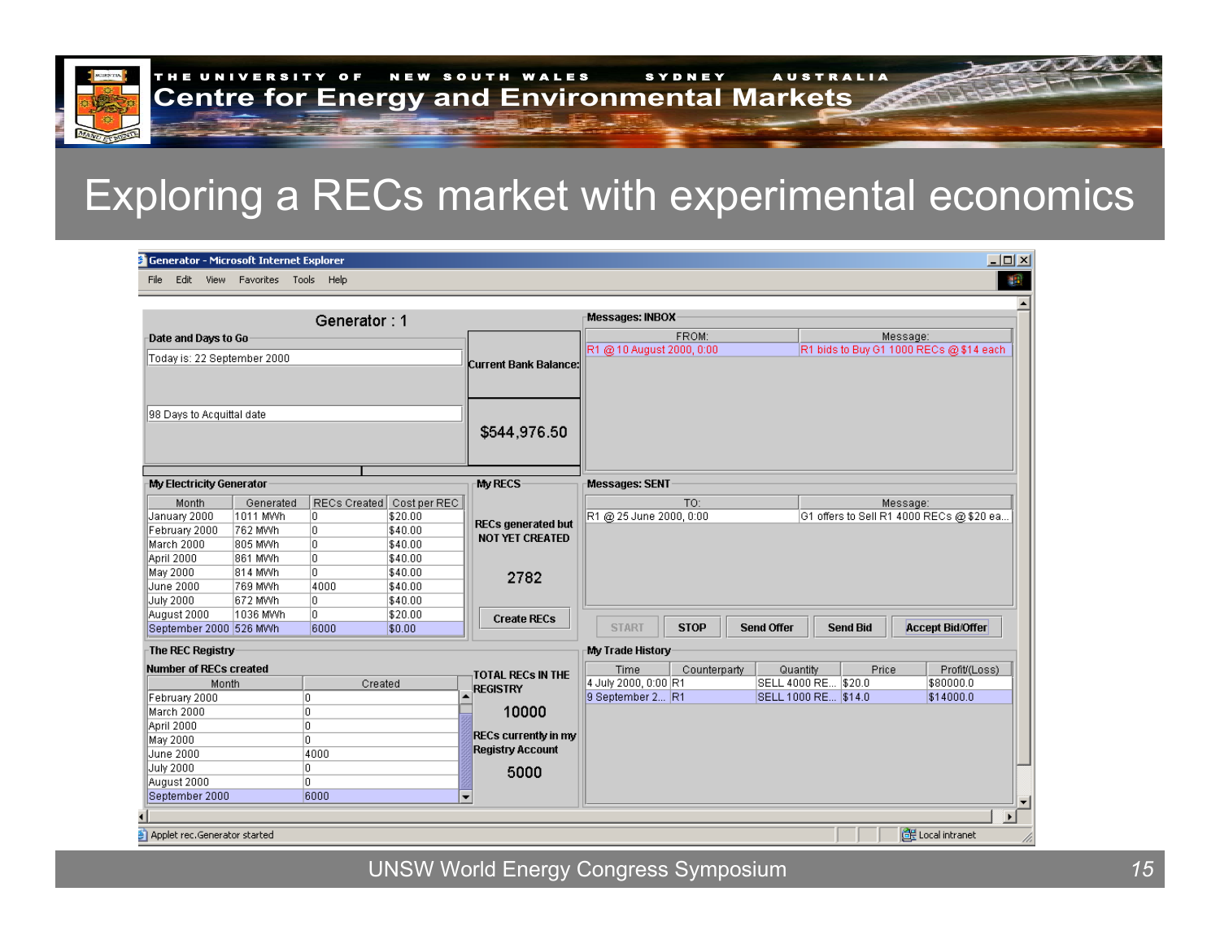# Exploring a RECs market with experimental economics

**Generator - Microsoft Internet Explorer**

File Edit View Favorites Tools Help

## Generator : 1

**Date and Days to Go**

Today is: 22 September 2000

98 Days to Acquittal date

**Current Bank Balance:**

$544,976.50

**Messages: INBOX**

| FROM: | Message: |
|---|---|
| R1 @ 10 August 2000, 0:00 | R1 bids to Buy G1 1000 RECs @ $14 each |

**My Electricity Generator**

| Month | Generated | RECs Created | Cost per REC |
|---|---|---|---|
| January 2000 | 1011 MWh | 0 | $20.00 |
| February 2000 | 762 MWh | 0 | $40.00 |
| March 2000 | 805 MWh | 0 | $40.00 |
| April 2000 | 861 MWh | 0 | $40.00 |
| May 2000 | 814 MWh | 0 | $40.00 |
| June 2000 | 769 MWh | 4000 | $40.00 |
| July 2000 | 672 MWh | 0 | $40.00 |
| August 2000 | 1036 MWh | 0 | $20.00 |
| September 2000 | 526 MWh | 6000 | $0.00 |

**My RECS**

RECs generated but NOT YET CREATED

2782

Create RECs

**Messages: SENT**

| TO: | Message: |
|---|---|
| R1 @ 25 June 2000, 0:00 | G1 offers to Sell R1 4000 RECs @ $20 ea... |

START | STOP | Send Offer | Send Bid | Accept Bid/Offer

**The REC Registry**

**Number of RECs created**

| Month | Created |
|---|---|
| February 2000 | 0 |
| March 2000 | 0 |
| April 2000 | 0 |
| May 2000 | 0 |
| June 2000 | 4000 |
| July 2000 | 0 |
| August 2000 | 0 |
| September 2000 | 6000 |

TOTAL RECs IN THE REGISTRY

10000

RECs currently in my Registry Account

5000

**My Trade History**

| Time | Counterparty | Quantity | Price | Profit/(Loss) |
|---|---|---|---|---|
| 4 July 2000, 0:00 | R1 | SELL 4000 RE... | $20.0 | $80000.0 |
| 9 September 2... | R1 | SELL 1000 RE... | $14.0 | $14000.0 |

Applet rec.Generator started — Local intranet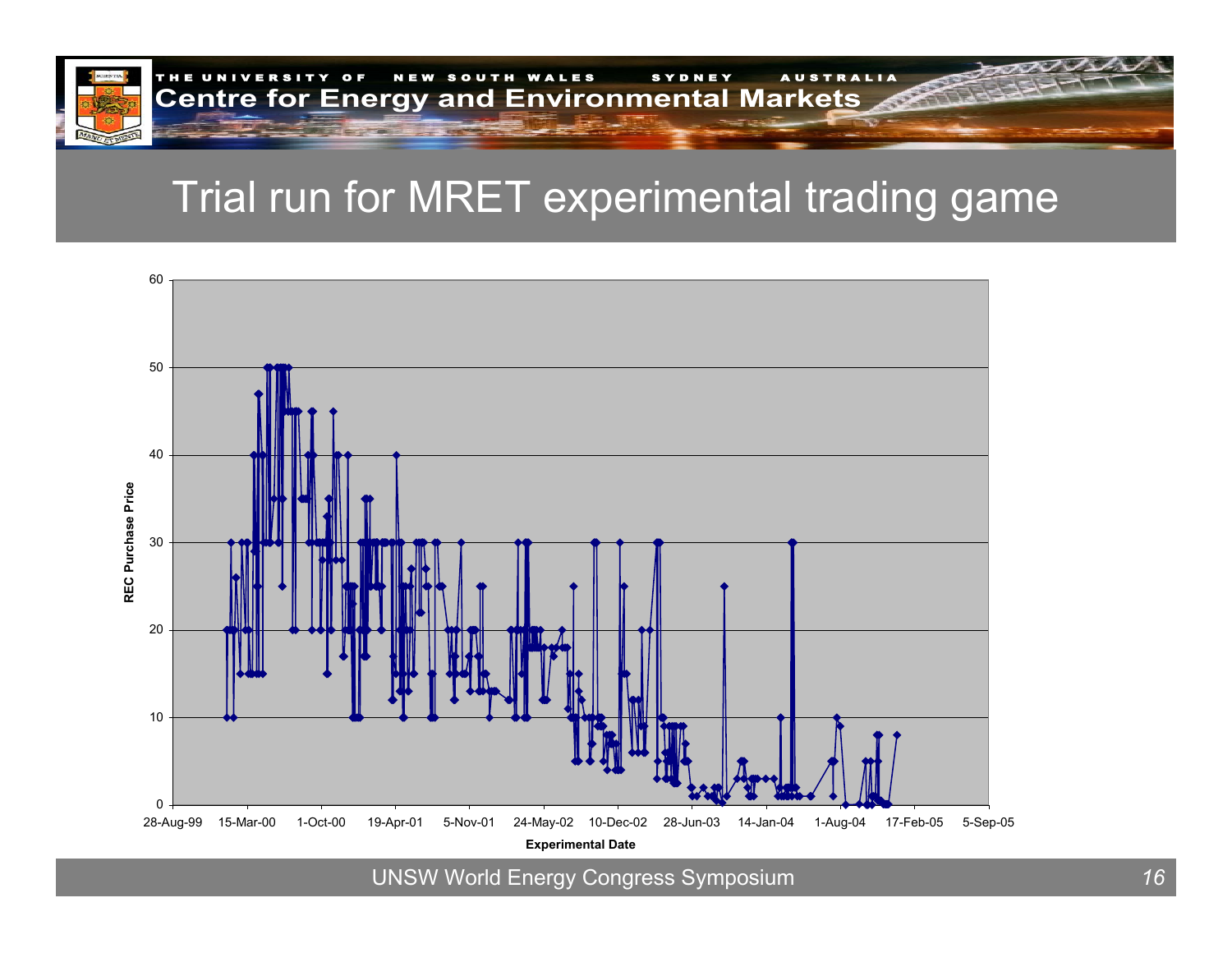# Trial run for MRET experimental trading game

REC Purchase Price

Experimental Date

| | |
|---|---|
| Y-axis | 0, 10, 20, 30, 40, 50, 60 |
| X-axis | 28-Aug-99, 15-Mar-00, 1-Oct-00, 19-Apr-01, 5-Nov-01, 24-May-02, 10-Dec-02, 28-Jun-03, 14-Jan-04, 1-Aug-04, 17-Feb-05, 5-Sep-05 |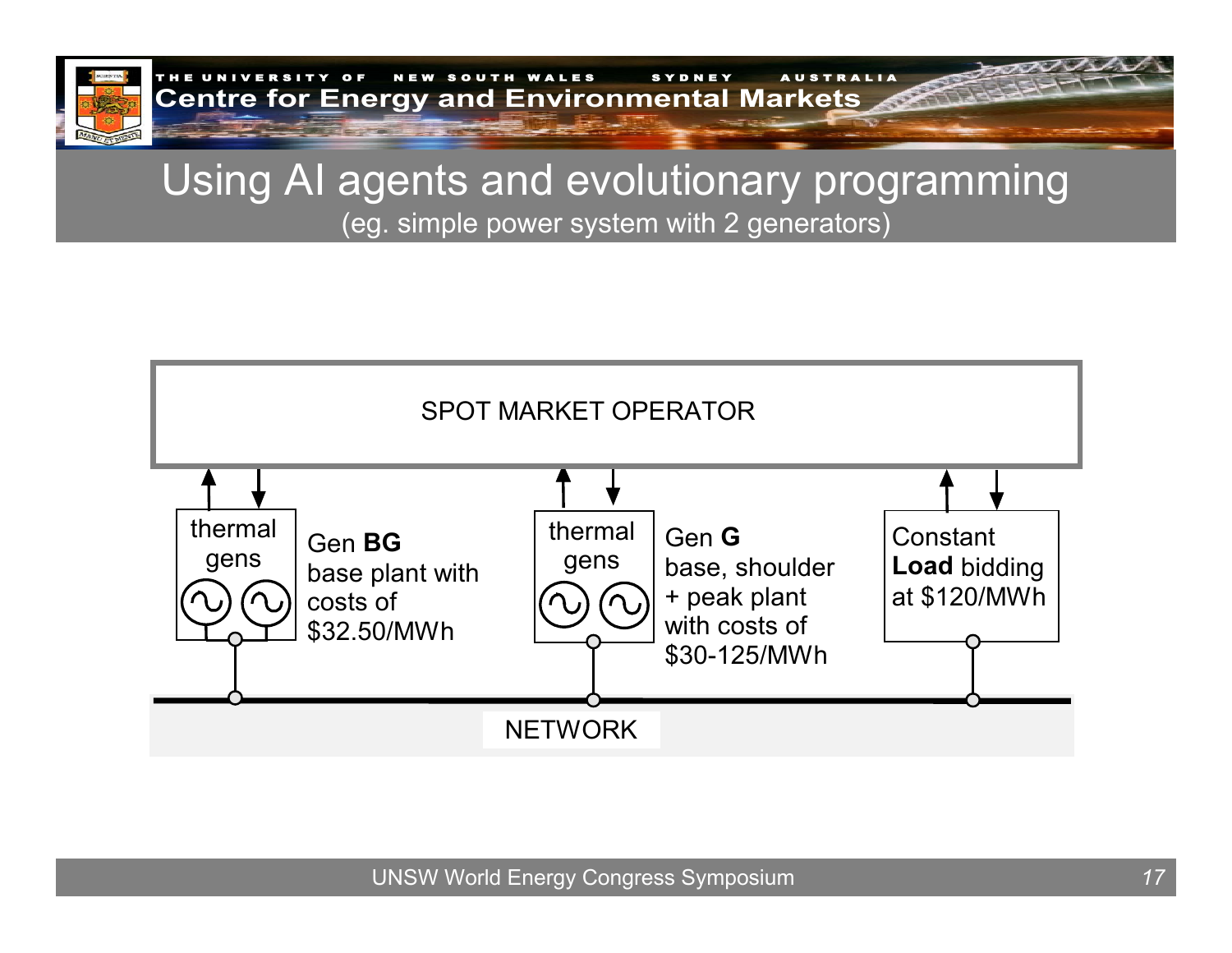# Using AI agents and evolutionary programming

(eg. simple power system with 2 generators)

SPOT MARKET OPERATOR

thermal gens

Gen **BG** base plant with costs of $32.50/MWh

thermal gens

Gen **G** base, shoulder + peak plant with costs of $30-125/MWh

Constant **Load** bidding at $120/MWh

NETWORK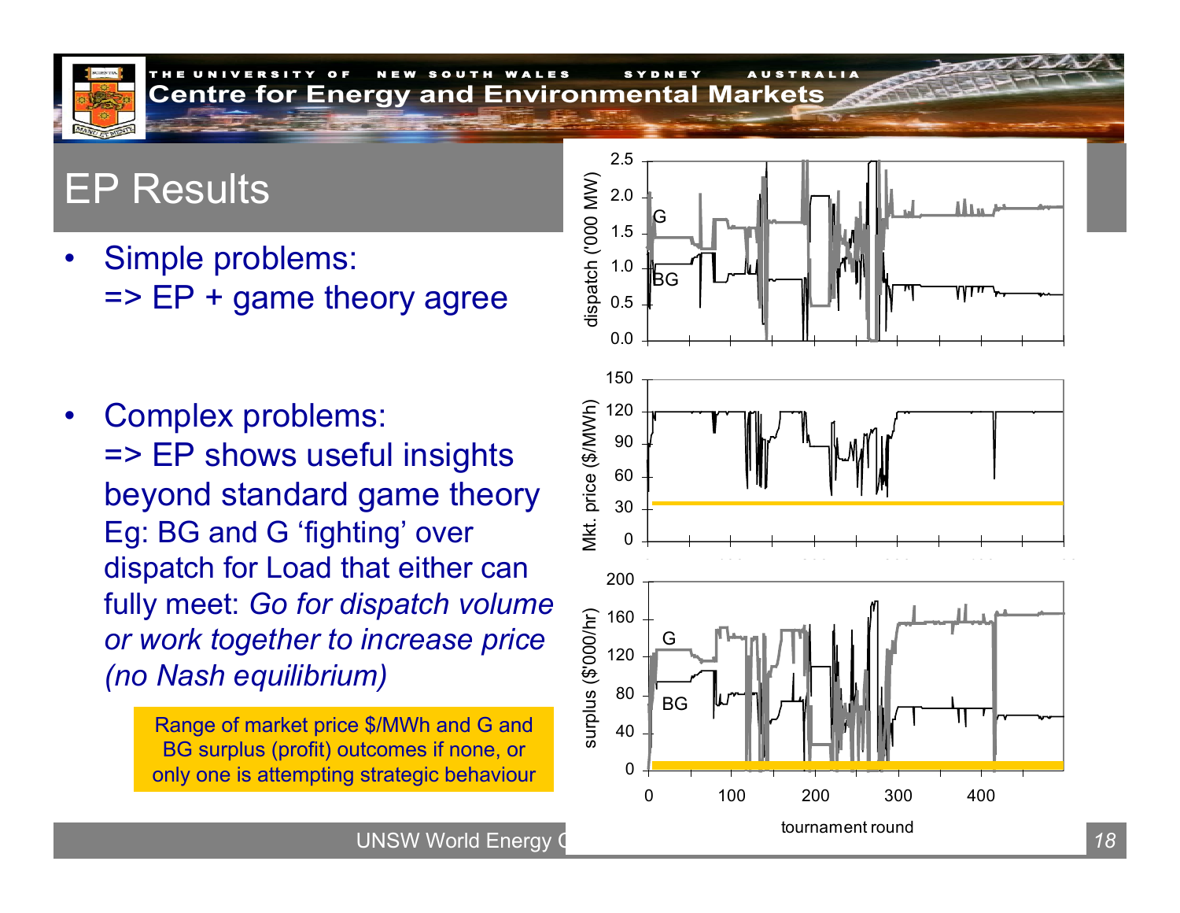# EP Results

- Simple problems:
  => EP + game theory agree

- Complex problems:
  => EP shows useful insights beyond standard game theory
  Eg: BG and G 'fighting' over dispatch for Load that either can fully meet: *Go for dispatch volume or work together to increase price (no Nash equilibrium)*

Range of market price $/MWh and G and BG surplus (profit) outcomes if none, or only one is attempting strategic behaviour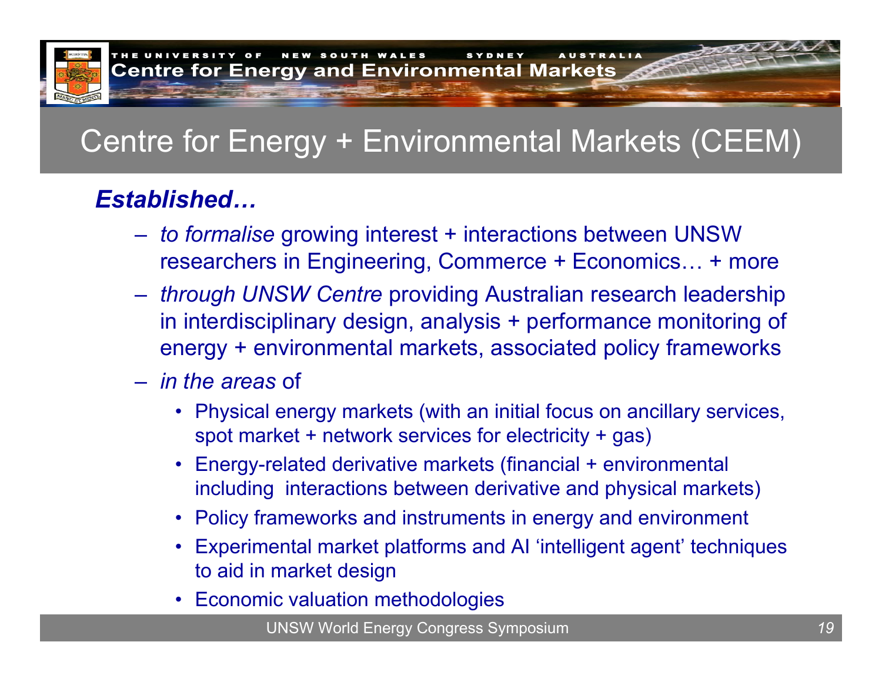# Centre for Energy + Environmental Markets (CEEM)

***Established…***

- *to formalise* growing interest + interactions between UNSW researchers in Engineering, Commerce + Economics… + more
- *through UNSW Centre* providing Australian research leadership in interdisciplinary design, analysis + performance monitoring of energy + environmental markets, associated policy frameworks
- *in the areas* of
  - Physical energy markets (with an initial focus on ancillary services, spot market + network services for electricity + gas)
  - Energy-related derivative markets (financial + environmental including interactions between derivative and physical markets)
  - Policy frameworks and instruments in energy and environment
  - Experimental market platforms and AI 'intelligent agent' techniques to aid in market design
  - Economic valuation methodologies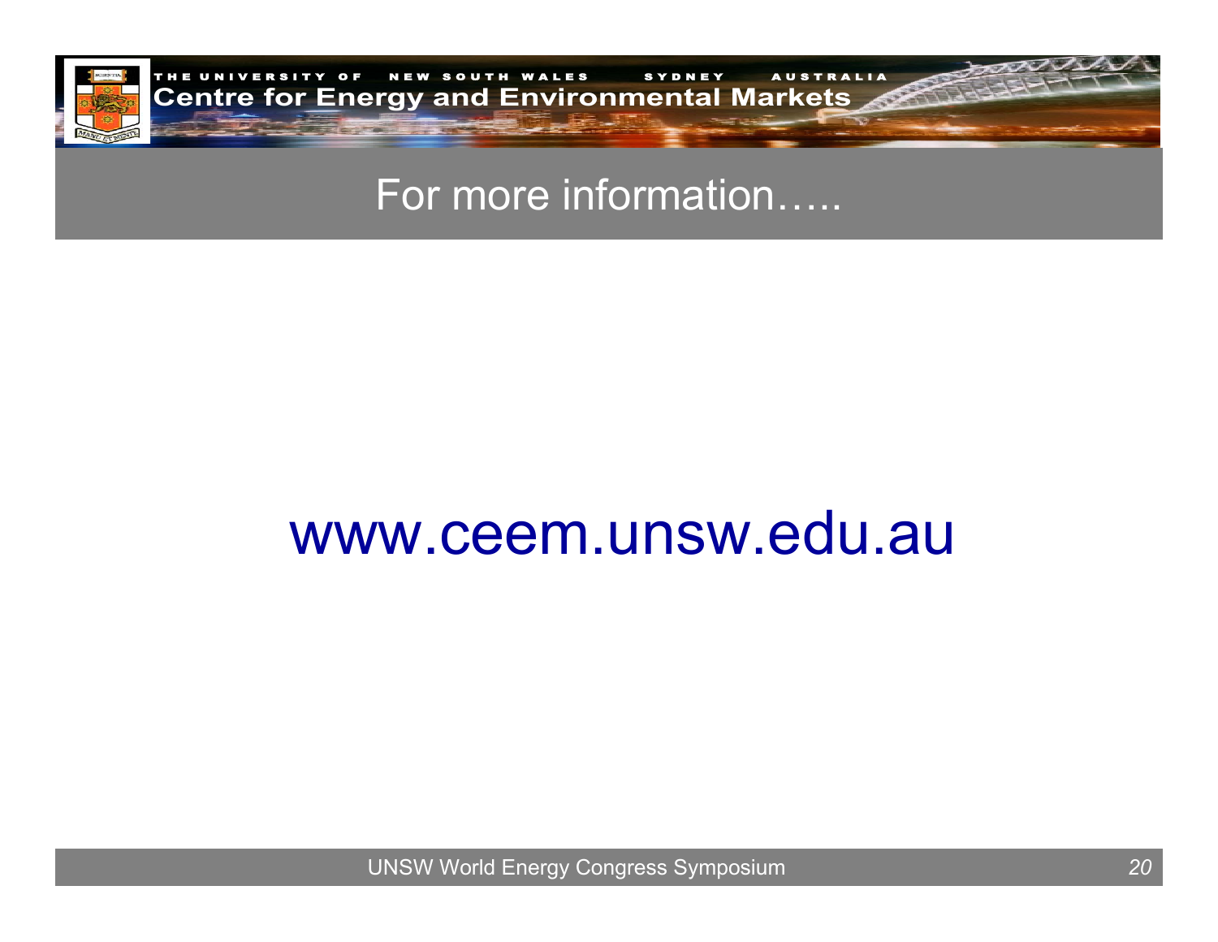# For more information…..

www.ceem.unsw.edu.au